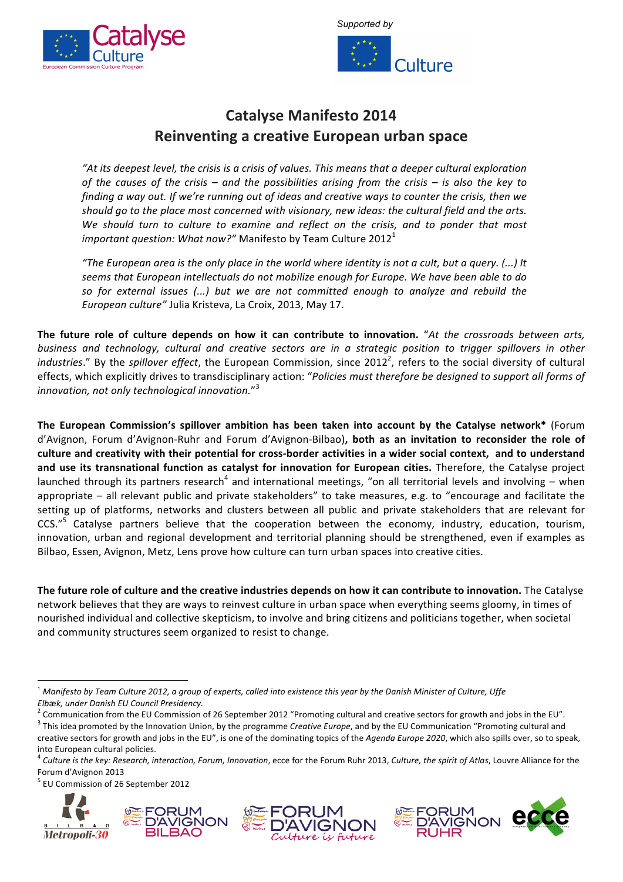Supported by

# Catalyse Manifesto 2014
## Reinventing a creative European urban space

> *"At its deepest level, the crisis is a crisis of values. This means that a deeper cultural exploration of the causes of the crisis – and the possibilities arising from the crisis – is also the key to finding a way out. If we're running out of ideas and creative ways to counter the crisis, then we should go to the place most concerned with visionary, new ideas: the cultural field and the arts. We should turn to culture to examine and reflect on the crisis, and to ponder that most important question: What now?"* Manifesto by Team Culture 2012[1]

> *"The European area is the only place in the world where identity is not a cult, but a query. (...) It seems that European intellectuals do not mobilize enough for Europe. We have been able to do so for external issues (...) but we are not committed enough to analyze and rebuild the European culture"* Julia Kristeva, La Croix, 2013, May 17.

**The future role of culture depends on how it can contribute to innovation.** "*At the crossroads between arts, business and technology, cultural and creative sectors are in a strategic position to trigger spillovers in other industries*." By the *spillover effect*, the European Commission, since 2012[2], refers to the social diversity of cultural effects, which explicitly drives to transdisciplinary action: "*Policies must therefore be designed to support all forms of innovation, not only technological innovation.*"[3]

**The European Commission's spillover ambition has been taken into account by the Catalyse network\*** (Forum d'Avignon, Forum d'Avignon-Ruhr and Forum d'Avignon-Bilbao)**, both as an invitation to reconsider the role of culture and creativity with their potential for cross-border activities in a wider social context, and to understand and use its transnational function as catalyst for innovation for European cities.** Therefore, the Catalyse project launched through its partners research[4] and international meetings, "on all territorial levels and involving – when appropriate – all relevant public and private stakeholders" to take measures, e.g. to "encourage and facilitate the setting up of platforms, networks and clusters between all public and private stakeholders that are relevant for CCS."[5] Catalyse partners believe that the cooperation between the economy, industry, education, tourism, innovation, urban and regional development and territorial planning should be strengthened, even if examples as Bilbao, Essen, Avignon, Metz, Lens prove how culture can turn urban spaces into creative cities.

**The future role of culture and the creative industries depends on how it can contribute to innovation.** The Catalyse network believes that they are ways to reinvest culture in urban space when everything seems gloomy, in times of nourished individual and collective skepticism, to involve and bring citizens and politicians together, when societal and community structures seem organized to resist to change.

---

[1] *Manifesto by Team Culture 2012, a group of experts, called into existence this year by the Danish Minister of Culture, Uffe Elbæk, under Danish EU Council Presidency.*

[2] Communication from the EU Commission of 26 September 2012 "Promoting cultural and creative sectors for growth and jobs in the EU".

[3] This idea promoted by the Innovation Union, by the programme *Creative Europe*, and by the EU Communication "Promoting cultural and creative sectors for growth and jobs in the EU", is one of the dominating topics of the *Agenda Europe 2020*, which also spills over, so to speak, into European cultural policies.

[4] *Culture is the key: Research, interaction, Forum, Innovation*, ecce for the Forum Ruhr 2013, *Culture, the spirit of Atlas*, Louvre Alliance for the Forum d'Avignon 2013

[5] EU Commission of 26 September 2012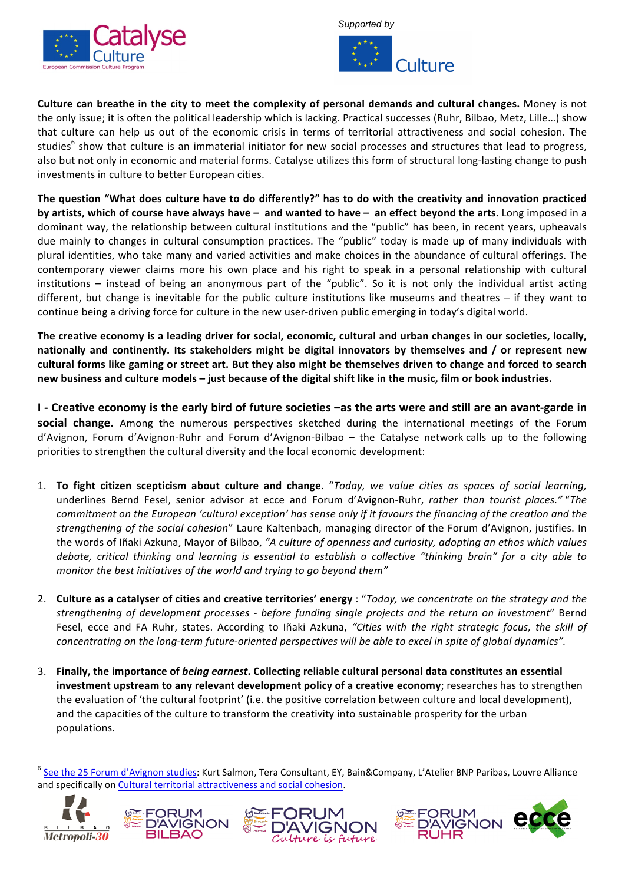**Culture can breathe in the city to meet the complexity of personal demands and cultural changes.** Money is not the only issue; it is often the political leadership which is lacking. Practical successes (Ruhr, Bilbao, Metz, Lille…) show that culture can help us out of the economic crisis in terms of territorial attractiveness and social cohesion. The studies[6] show that culture is an immaterial initiator for new social processes and structures that lead to progress, also but not only in economic and material forms. Catalyse utilizes this form of structural long-lasting change to push investments in culture to better European cities.

**The question "What does culture have to do differently?" has to do with the creativity and innovation practiced by artists, which of course have always have – and wanted to have – an effect beyond the arts.** Long imposed in a dominant way, the relationship between cultural institutions and the "public" has been, in recent years, upheavals due mainly to changes in cultural consumption practices. The "public" today is made up of many individuals with plural identities, who take many and varied activities and make choices in the abundance of cultural offerings. The contemporary viewer claims more his own place and his right to speak in a personal relationship with cultural institutions – instead of being an anonymous part of the "public". So it is not only the individual artist acting different, but change is inevitable for the public culture institutions like museums and theatres – if they want to continue being a driving force for culture in the new user-driven public emerging in today's digital world.

**The creative economy is a leading driver for social, economic, cultural and urban changes in our societies, locally, nationally and continently. Its stakeholders might be digital innovators by themselves and / or represent new cultural forms like gaming or street art. But they also might be themselves driven to change and forced to search new business and culture models – just because of the digital shift like in the music, film or book industries.**

**I - Creative economy is the early bird of future societies –as the arts were and still are an avant-garde in social change.** Among the numerous perspectives sketched during the international meetings of the Forum d'Avignon, Forum d'Avignon-Ruhr and Forum d'Avignon-Bilbao – the Catalyse network calls up to the following priorities to strengthen the cultural diversity and the local economic development:

1. **To fight citizen scepticism about culture and change**. "*Today, we value cities as spaces of social learning,* underlines Bernd Fesel, senior advisor at ecce and Forum d'Avignon-Ruhr, *rather than tourist places." "The commitment on the European 'cultural exception' has sense only if it favours the financing of the creation and the strengthening of the social cohesion*" Laure Kaltenbach, managing director of the Forum d'Avignon, justifies. In the words of Iñaki Azkuna, Mayor of Bilbao, *"A culture of openness and curiosity, adopting an ethos which values debate, critical thinking and learning is essential to establish a collective "thinking brain" for a city able to monitor the best initiatives of the world and trying to go beyond them"*

2. **Culture as a catalyser of cities and creative territories' energy** : "*Today, we concentrate on the strategy and the strengthening of development processes - before funding single projects and the return on investment*" Bernd Fesel, ecce and FA Ruhr, states. According to Iñaki Azkuna, *"Cities with the right strategic focus, the skill of concentrating on the long-term future-oriented perspectives will be able to excel in spite of global dynamics".*

3. **Finally, the importance of *being earnest*. Collecting reliable cultural personal data constitutes an essential investment upstream to any relevant development policy of a creative economy**; researches has to strengthen the evaluation of 'the cultural footprint' (i.e. the positive correlation between culture and local development), and the capacities of the culture to transform the creativity into sustainable prosperity for the urban populations.

---

[6] See the 25 Forum d'Avignon studies: Kurt Salmon, Tera Consultant, EY, Bain&Company, L'Atelier BNP Paribas, Louvre Alliance and specifically on Cultural territorial attractiveness and social cohesion.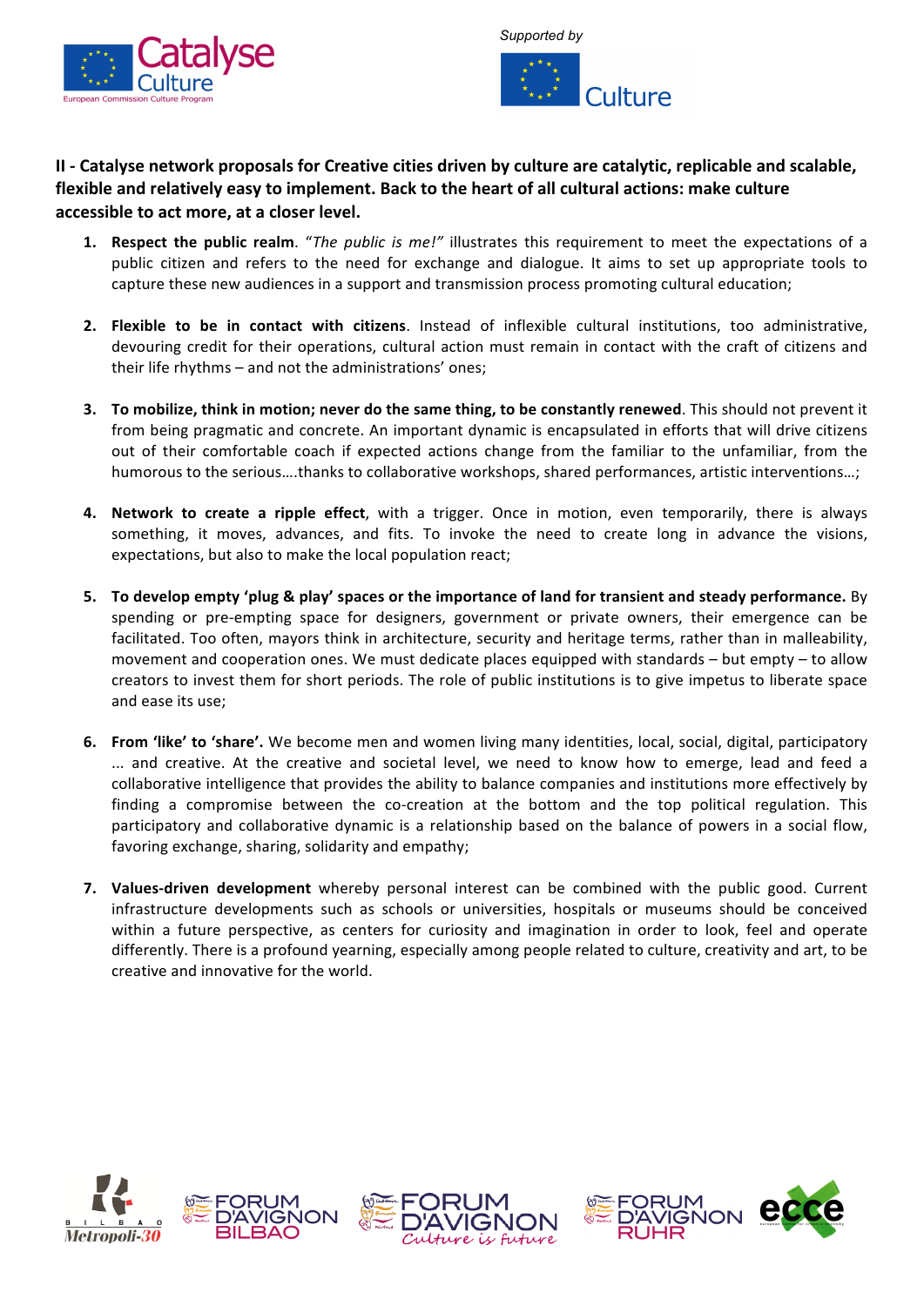**II - Catalyse network proposals for Creative cities driven by culture are catalytic, replicable and scalable, flexible and relatively easy to implement. Back to the heart of all cultural actions: make culture accessible to act more, at a closer level.**

1. **Respect the public realm**. "*The public is me!"* illustrates this requirement to meet the expectations of a public citizen and refers to the need for exchange and dialogue. It aims to set up appropriate tools to capture these new audiences in a support and transmission process promoting cultural education;

2. **Flexible to be in contact with citizens**. Instead of inflexible cultural institutions, too administrative, devouring credit for their operations, cultural action must remain in contact with the craft of citizens and their life rhythms – and not the administrations' ones;

3. **To mobilize, think in motion; never do the same thing, to be constantly renewed**. This should not prevent it from being pragmatic and concrete. An important dynamic is encapsulated in efforts that will drive citizens out of their comfortable coach if expected actions change from the familiar to the unfamiliar, from the humorous to the serious….thanks to collaborative workshops, shared performances, artistic interventions…;

4. **Network to create a ripple effect**, with a trigger. Once in motion, even temporarily, there is always something, it moves, advances, and fits. To invoke the need to create long in advance the visions, expectations, but also to make the local population react;

5. **To develop empty 'plug & play' spaces or the importance of land for transient and steady performance.** By spending or pre-empting space for designers, government or private owners, their emergence can be facilitated. Too often, mayors think in architecture, security and heritage terms, rather than in malleability, movement and cooperation ones. We must dedicate places equipped with standards – but empty – to allow creators to invest them for short periods. The role of public institutions is to give impetus to liberate space and ease its use;

6. **From 'like' to 'share'.** We become men and women living many identities, local, social, digital, participatory ... and creative. At the creative and societal level, we need to know how to emerge, lead and feed a collaborative intelligence that provides the ability to balance companies and institutions more effectively by finding a compromise between the co-creation at the bottom and the top political regulation. This participatory and collaborative dynamic is a relationship based on the balance of powers in a social flow, favoring exchange, sharing, solidarity and empathy;

7. **Values-driven development** whereby personal interest can be combined with the public good. Current infrastructure developments such as schools or universities, hospitals or museums should be conceived within a future perspective, as centers for curiosity and imagination in order to look, feel and operate differently. There is a profound yearning, especially among people related to culture, creativity and art, to be creative and innovative for the world.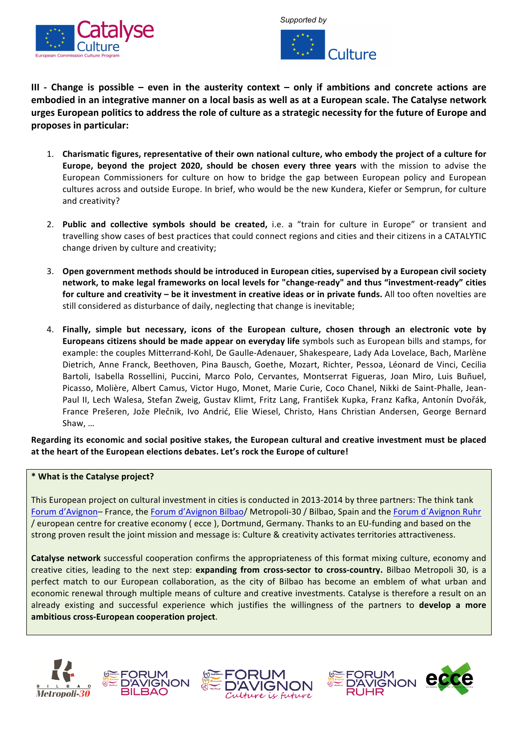**III - Change is possible – even in the austerity context – only if ambitions and concrete actions are embodied in an integrative manner on a local basis as well as at a European scale. The Catalyse network urges European politics to address the role of culture as a strategic necessity for the future of Europe and proposes in particular:**

1. **Charismatic figures, representative of their own national culture, who embody the project of a culture for Europe, beyond the project 2020, should be chosen every three years** with the mission to advise the European Commissioners for culture on how to bridge the gap between European policy and European cultures across and outside Europe. In brief, who would be the new Kundera, Kiefer or Semprun, for culture and creativity?

2. **Public and collective symbols should be created,** i.e. a "train for culture in Europe" or transient and travelling show cases of best practices that could connect regions and cities and their citizens in a CATALYTIC change driven by culture and creativity;

3. **Open government methods should be introduced in European cities, supervised by a European civil society network, to make legal frameworks on local levels for "change-ready" and thus "investment-ready" cities for culture and creativity – be it investment in creative ideas or in private funds.** All too often novelties are still considered as disturbance of daily, neglecting that change is inevitable;

4. **Finally, simple but necessary, icons of the European culture, chosen through an electronic vote by Europeans citizens should be made appear on everyday life** symbols such as European bills and stamps, for example: the couples Mitterrand-Kohl, De Gaulle-Adenauer, Shakespeare, Lady Ada Lovelace, Bach, Marlène Dietrich, Anne Franck, Beethoven, Pina Bausch, Goethe, Mozart, Richter, Pessoa, Léonard de Vinci, Cecilia Bartoli, Isabella Rossellini, Puccini, Marco Polo, Cervantes, Montserrat Figueras, Joan Miro, Luis Buñuel, Picasso, Molière, Albert Camus, Victor Hugo, Monet, Marie Curie, Coco Chanel, Nikki de Saint-Phalle, Jean-Paul II, Lech Walesa, Stefan Zweig, Gustav Klimt, Fritz Lang, František Kupka, Franz Kafka, Antonín Dvořák, France Prešeren, Jože Plečnik, Ivo Andrić, Elie Wiesel, Christo, Hans Christian Andersen, George Bernard Shaw, …

**Regarding its economic and social positive stakes, the European cultural and creative investment must be placed at the heart of the European elections debates. Let's rock the Europe of culture!**

**\* What is the Catalyse project?**

This European project on cultural investment in cities is conducted in 2013-2014 by three partners: The think tank Forum d'Avignon– France, the Forum d'Avignon Bilbao/ Metropoli-30 / Bilbao, Spain and the Forum d´Avignon Ruhr / european centre for creative economy ( ecce ), Dortmund, Germany. Thanks to an EU-funding and based on the strong proven result the joint mission and message is: Culture & creativity activates territories attractiveness.

**Catalyse network** successful cooperation confirms the appropriateness of this format mixing culture, economy and creative cities, leading to the next step: **expanding from cross-sector to cross-country.** Bilbao Metropoli 30, is a perfect match to our European collaboration, as the city of Bilbao has become an emblem of what urban and economic renewal through multiple means of culture and creative investments. Catalyse is therefore a result on an already existing and successful experience which justifies the willingness of the partners to **develop a more ambitious cross-European cooperation project**.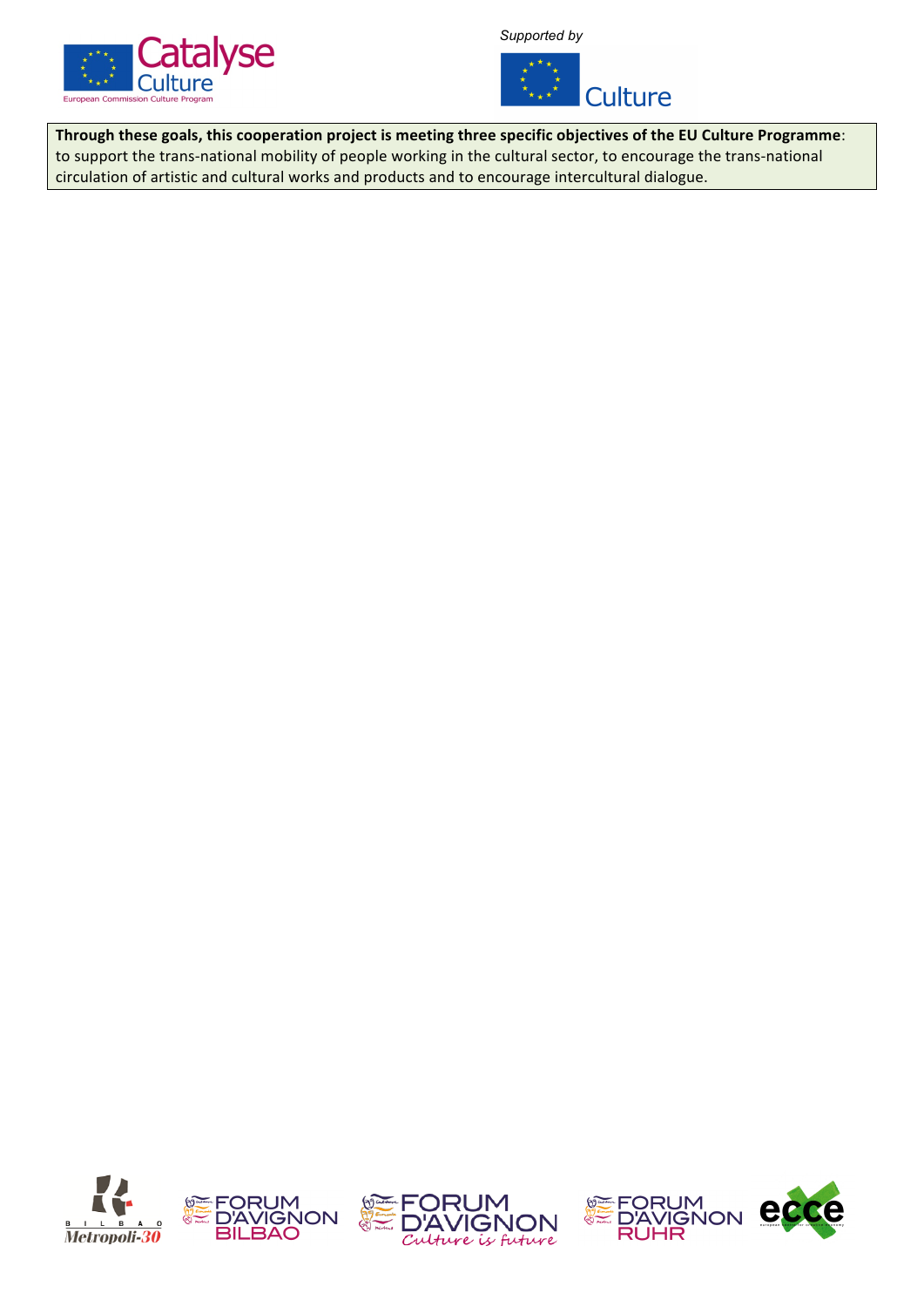**Through these goals, this cooperation project is meeting three specific objectives of the EU Culture Programme**: to support the trans-national mobility of people working in the cultural sector, to encourage the trans-national circulation of artistic and cultural works and products and to encourage intercultural dialogue.